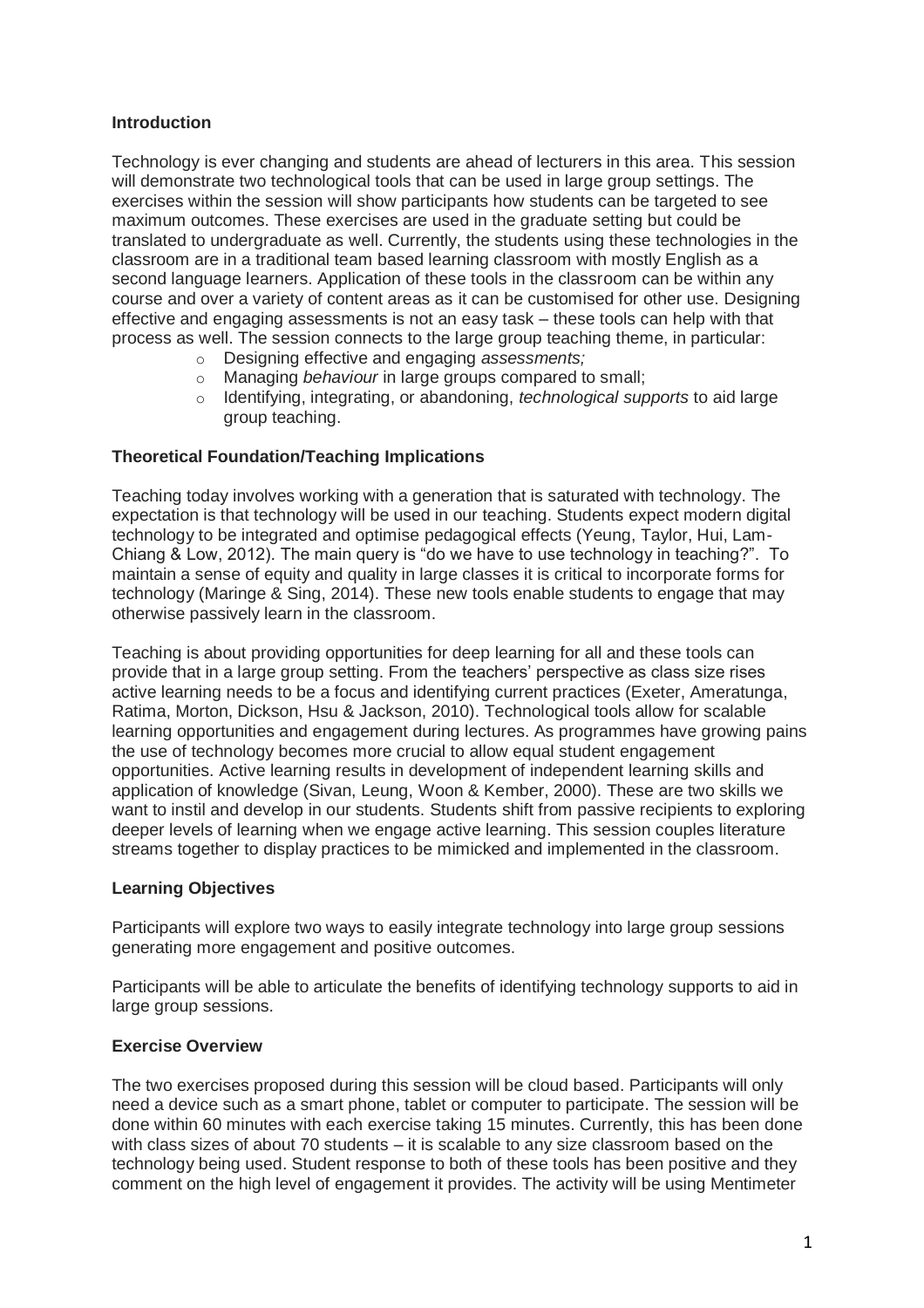**Introduction**

Technology is ever changing and students are ahead of lecturers in this area. This session will demonstrate two technological tools that can be used in large group settings. The exercises within the session will show participants how students can be targeted to see maximum outcomes. These exercises are used in the graduate setting but could be translated to undergraduate as well. Currently, the students using these technologies in the classroom are in a traditional team based learning classroom with mostly English as a second language learners. Application of these tools in the classroom can be within any course and over a variety of content areas as it can be customised for other use. Designing effective and engaging assessments is not an easy task – these tools can help with that process as well. The session connects to the large group teaching theme, in particular:

- Designing effective and engaging *assessments;*
- Managing *behaviour* in large groups compared to small;
- Identifying, integrating, or abandoning, *technological supports* to aid large group teaching.

**Theoretical Foundation/Teaching Implications**

Teaching today involves working with a generation that is saturated with technology. The expectation is that technology will be used in our teaching. Students expect modern digital technology to be integrated and optimise pedagogical effects (Yeung, Taylor, Hui, Lam-Chiang & Low, 2012). The main query is "do we have to use technology in teaching?". To maintain a sense of equity and quality in large classes it is critical to incorporate forms for technology (Maringe & Sing, 2014). These new tools enable students to engage that may otherwise passively learn in the classroom.

Teaching is about providing opportunities for deep learning for all and these tools can provide that in a large group setting. From the teachers' perspective as class size rises active learning needs to be a focus and identifying current practices (Exeter, Ameratunga, Ratima, Morton, Dickson, Hsu & Jackson, 2010). Technological tools allow for scalable learning opportunities and engagement during lectures. As programmes have growing pains the use of technology becomes more crucial to allow equal student engagement opportunities. Active learning results in development of independent learning skills and application of knowledge (Sivan, Leung, Woon & Kember, 2000). These are two skills we want to instil and develop in our students. Students shift from passive recipients to exploring deeper levels of learning when we engage active learning. This session couples literature streams together to display practices to be mimicked and implemented in the classroom.

**Learning Objectives**

Participants will explore two ways to easily integrate technology into large group sessions generating more engagement and positive outcomes.

Participants will be able to articulate the benefits of identifying technology supports to aid in large group sessions.

**Exercise Overview**

The two exercises proposed during this session will be cloud based. Participants will only need a device such as a smart phone, tablet or computer to participate. The session will be done within 60 minutes with each exercise taking 15 minutes. Currently, this has been done with class sizes of about 70 students – it is scalable to any size classroom based on the technology being used. Student response to both of these tools has been positive and they comment on the high level of engagement it provides. The activity will be using Mentimeter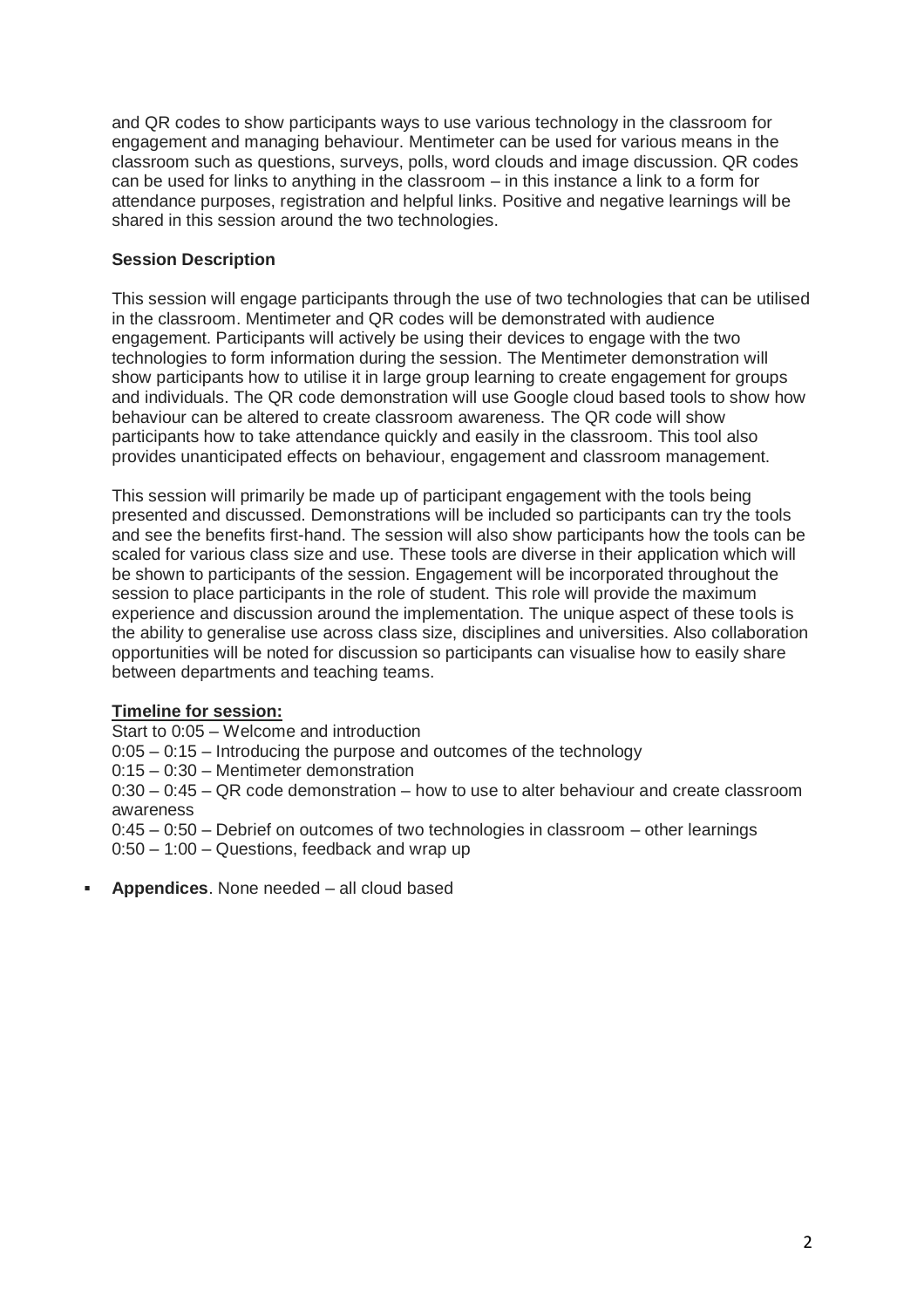and QR codes to show participants ways to use various technology in the classroom for engagement and managing behaviour. Mentimeter can be used for various means in the classroom such as questions, surveys, polls, word clouds and image discussion. QR codes can be used for links to anything in the classroom – in this instance a link to a form for attendance purposes, registration and helpful links. Positive and negative learnings will be shared in this session around the two technologies.

**Session Description**

This session will engage participants through the use of two technologies that can be utilised in the classroom. Mentimeter and QR codes will be demonstrated with audience engagement. Participants will actively be using their devices to engage with the two technologies to form information during the session. The Mentimeter demonstration will show participants how to utilise it in large group learning to create engagement for groups and individuals. The QR code demonstration will use Google cloud based tools to show how behaviour can be altered to create classroom awareness. The QR code will show participants how to take attendance quickly and easily in the classroom. This tool also provides unanticipated effects on behaviour, engagement and classroom management.

This session will primarily be made up of participant engagement with the tools being presented and discussed. Demonstrations will be included so participants can try the tools and see the benefits first-hand. The session will also show participants how the tools can be scaled for various class size and use. These tools are diverse in their application which will be shown to participants of the session. Engagement will be incorporated throughout the session to place participants in the role of student. This role will provide the maximum experience and discussion around the implementation. The unique aspect of these tools is the ability to generalise use across class size, disciplines and universities. Also collaboration opportunities will be noted for discussion so participants can visualise how to easily share between departments and teaching teams.

**Timeline for session:**

Start to 0:05 – Welcome and introduction
0:05 – 0:15 – Introducing the purpose and outcomes of the technology
0:15 – 0:30 – Mentimeter demonstration
0:30 – 0:45 – QR code demonstration – how to use to alter behaviour and create classroom awareness
0:45 – 0:50 – Debrief on outcomes of two technologies in classroom – other learnings
0:50 – 1:00 – Questions, feedback and wrap up

- **Appendices**. None needed – all cloud based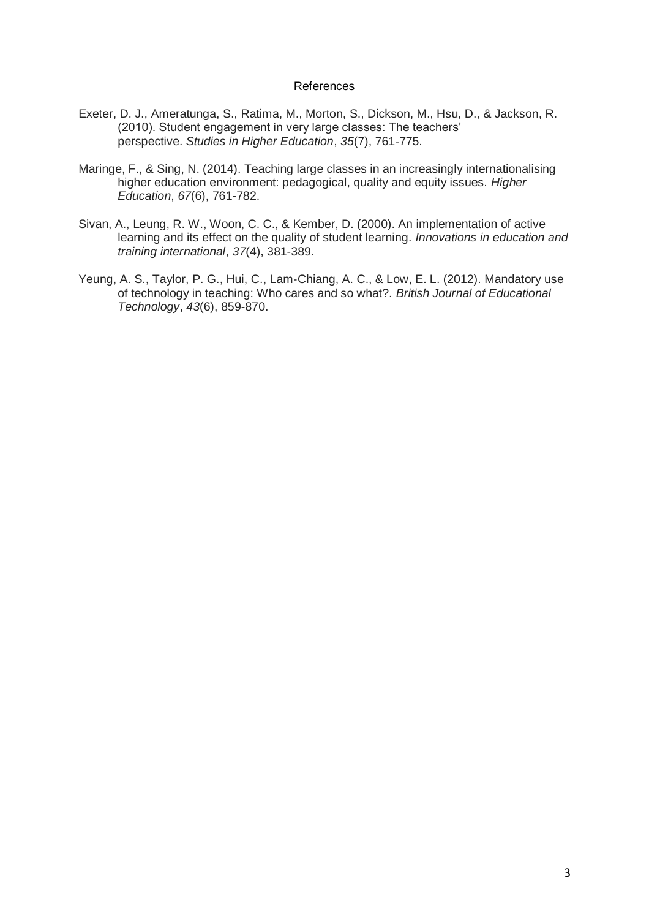# References

Exeter, D. J., Ameratunga, S., Ratima, M., Morton, S., Dickson, M., Hsu, D., & Jackson, R. (2010). Student engagement in very large classes: The teachers' perspective. *Studies in Higher Education*, *35*(7), 761-775.

Maringe, F., & Sing, N. (2014). Teaching large classes in an increasingly internationalising higher education environment: pedagogical, quality and equity issues. *Higher Education*, *67*(6), 761-782.

Sivan, A., Leung, R. W., Woon, C. C., & Kember, D. (2000). An implementation of active learning and its effect on the quality of student learning. *Innovations in education and training international*, *37*(4), 381-389.

Yeung, A. S., Taylor, P. G., Hui, C., Lam-Chiang, A. C., & Low, E. L. (2012). Mandatory use of technology in teaching: Who cares and so what?. *British Journal of Educational Technology*, *43*(6), 859-870.